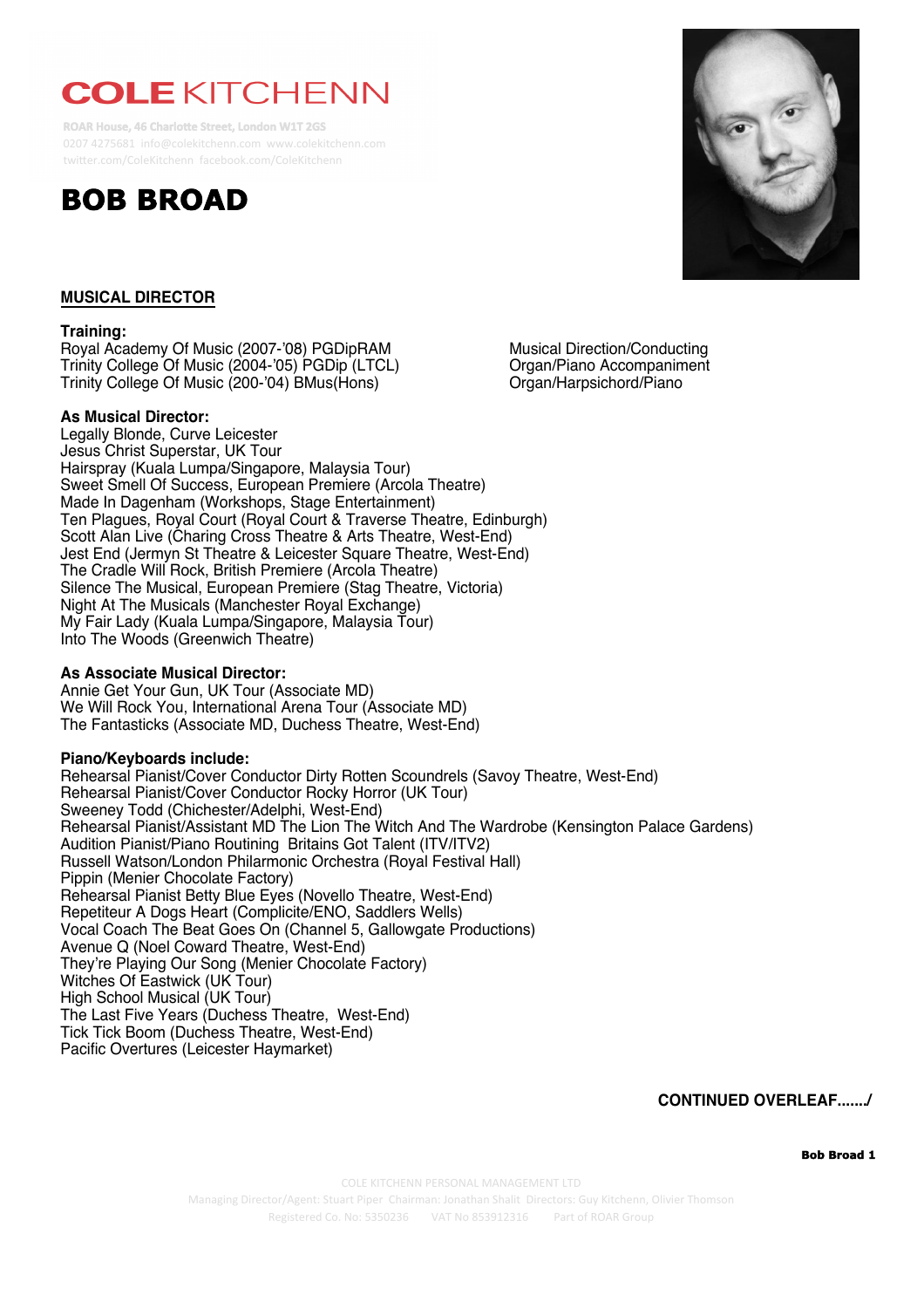# COLE KITCHENN

ROAR House, 46 Charlotte Street, London W1T 2GS
0207 4275681 info@colekitchenn.com www.colekitchenn.com
twitter.com/ColeKitchenn facebook.com/ColeKitchenn

# BOB BROAD

## MUSICAL DIRECTOR

**Training:**

Royal Academy Of Music (2007-'08) PGDipRAM — Musical Direction/Conducting
Trinity College Of Music (2004-'05) PGDip (LTCL) — Organ/Piano Accompaniment
Trinity College Of Music (200-'04) BMus(Hons) — Organ/Harpsichord/Piano

**As Musical Director:**

Legally Blonde, Curve Leicester
Jesus Christ Superstar, UK Tour
Hairspray (Kuala Lumpa/Singapore, Malaysia Tour)
Sweet Smell Of Success, European Premiere (Arcola Theatre)
Made In Dagenham (Workshops, Stage Entertainment)
Ten Plagues, Royal Court (Royal Court & Traverse Theatre, Edinburgh)
Scott Alan Live (Charing Cross Theatre & Arts Theatre, West-End)
Jest End (Jermyn St Theatre & Leicester Square Theatre, West-End)
The Cradle Will Rock, British Premiere (Arcola Theatre)
Silence The Musical, European Premiere (Stag Theatre, Victoria)
Night At The Musicals (Manchester Royal Exchange)
My Fair Lady (Kuala Lumpa/Singapore, Malaysia Tour)
Into The Woods (Greenwich Theatre)

**As Associate Musical Director:**

Annie Get Your Gun, UK Tour (Associate MD)
We Will Rock You, International Arena Tour (Associate MD)
The Fantasticks (Associate MD, Duchess Theatre, West-End)

**Piano/Keyboards include:**

Rehearsal Pianist/Cover Conductor Dirty Rotten Scoundrels (Savoy Theatre, West-End)
Rehearsal Pianist/Cover Conductor Rocky Horror (UK Tour)
Sweeney Todd (Chichester/Adelphi, West-End)
Rehearsal Pianist/Assistant MD The Lion The Witch And The Wardrobe (Kensington Palace Gardens)
Audition Pianist/Piano Routining Britains Got Talent (ITV/ITV2)
Russell Watson/London Philarmonic Orchestra (Royal Festival Hall)
Pippin (Menier Chocolate Factory)
Rehearsal Pianist Betty Blue Eyes (Novello Theatre, West-End)
Repetiteur A Dogs Heart (Complicite/ENO, Saddlers Wells)
Vocal Coach The Beat Goes On (Channel 5, Gallowgate Productions)
Avenue Q (Noel Coward Theatre, West-End)
They're Playing Our Song (Menier Chocolate Factory)
Witches Of Eastwick (UK Tour)
High School Musical (UK Tour)
The Last Five Years (Duchess Theatre, West-End)
Tick Tick Boom (Duchess Theatre, West-End)
Pacific Overtures (Leicester Haymarket)

**CONTINUED OVERLEAF……/**

COLE KITCHENN PERSONAL MANAGEMENT LTD
Managing Director/Agent: Stuart Piper Chairman: Jonathan Shalit Directors: Guy Kitchenn, Olivier Thomson
Registered Co. No: 5350236 VAT No 853912316 Part of ROAR Group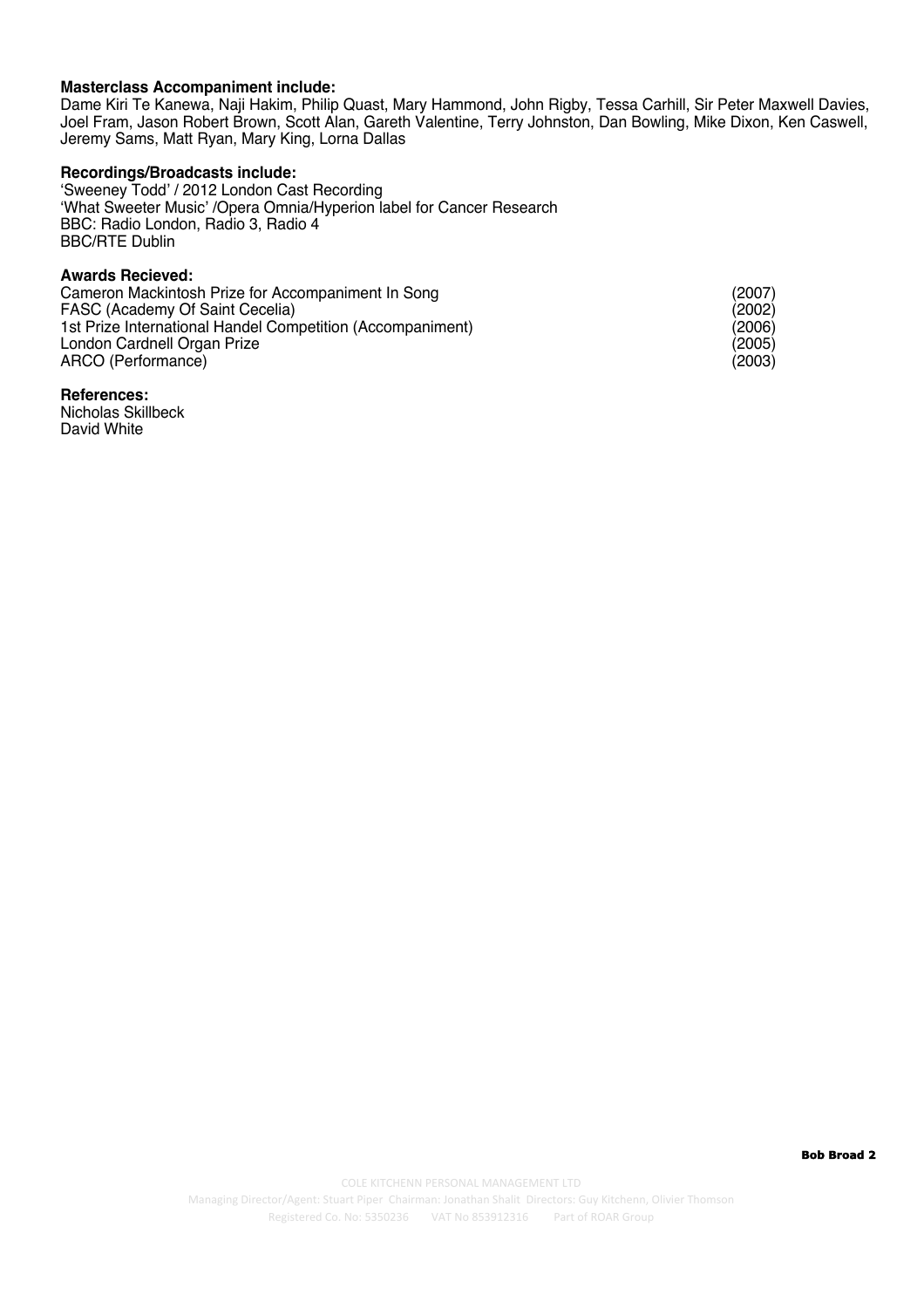**Masterclass Accompaniment include:**
Dame Kiri Te Kanewa, Naji Hakim, Philip Quast, Mary Hammond, John Rigby, Tessa Carhill, Sir Peter Maxwell Davies, Joel Fram, Jason Robert Brown, Scott Alan, Gareth Valentine, Terry Johnston, Dan Bowling, Mike Dixon, Ken Caswell, Jeremy Sams, Matt Ryan, Mary King, Lorna Dallas

**Recordings/Broadcasts include:**
'Sweeney Todd' / 2012 London Cast Recording
'What Sweeter Music' /Opera Omnia/Hyperion label for Cancer Research
BBC: Radio London, Radio 3, Radio 4
BBC/RTE Dublin

**Awards Recieved:**

| | |
|---|---|
| Cameron Mackintosh Prize for Accompaniment In Song | (2007) |
| FASC (Academy Of Saint Cecelia) | (2002) |
| 1st Prize International Handel Competition (Accompaniment) | (2006) |
| London Cardnell Organ Prize | (2005) |
| ARCO (Performance) | (2003) |

**References:**
Nicholas Skillbeck
David White